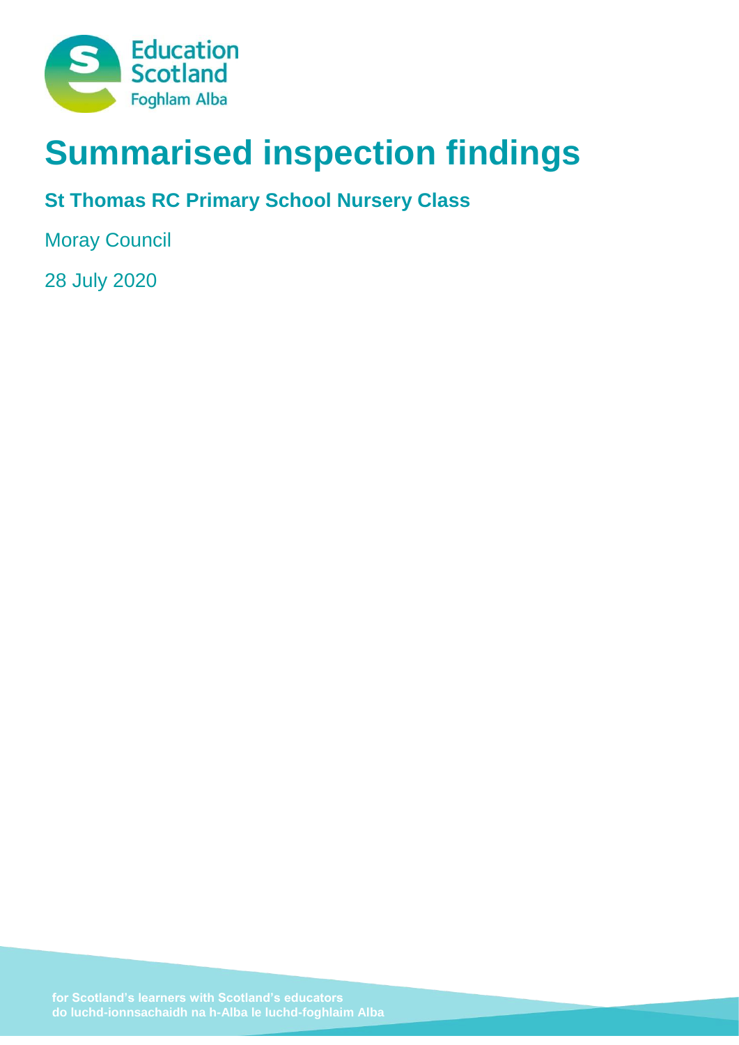Education Scotland
Foghlam Alba

# Summarised inspection findings

## St Thomas RC Primary School Nursery Class

Moray Council

28 July 2020

for Scotland's learners with Scotland's educators
do luchd-ionnsachaidh na h-Alba le luchd-foghlaim Alba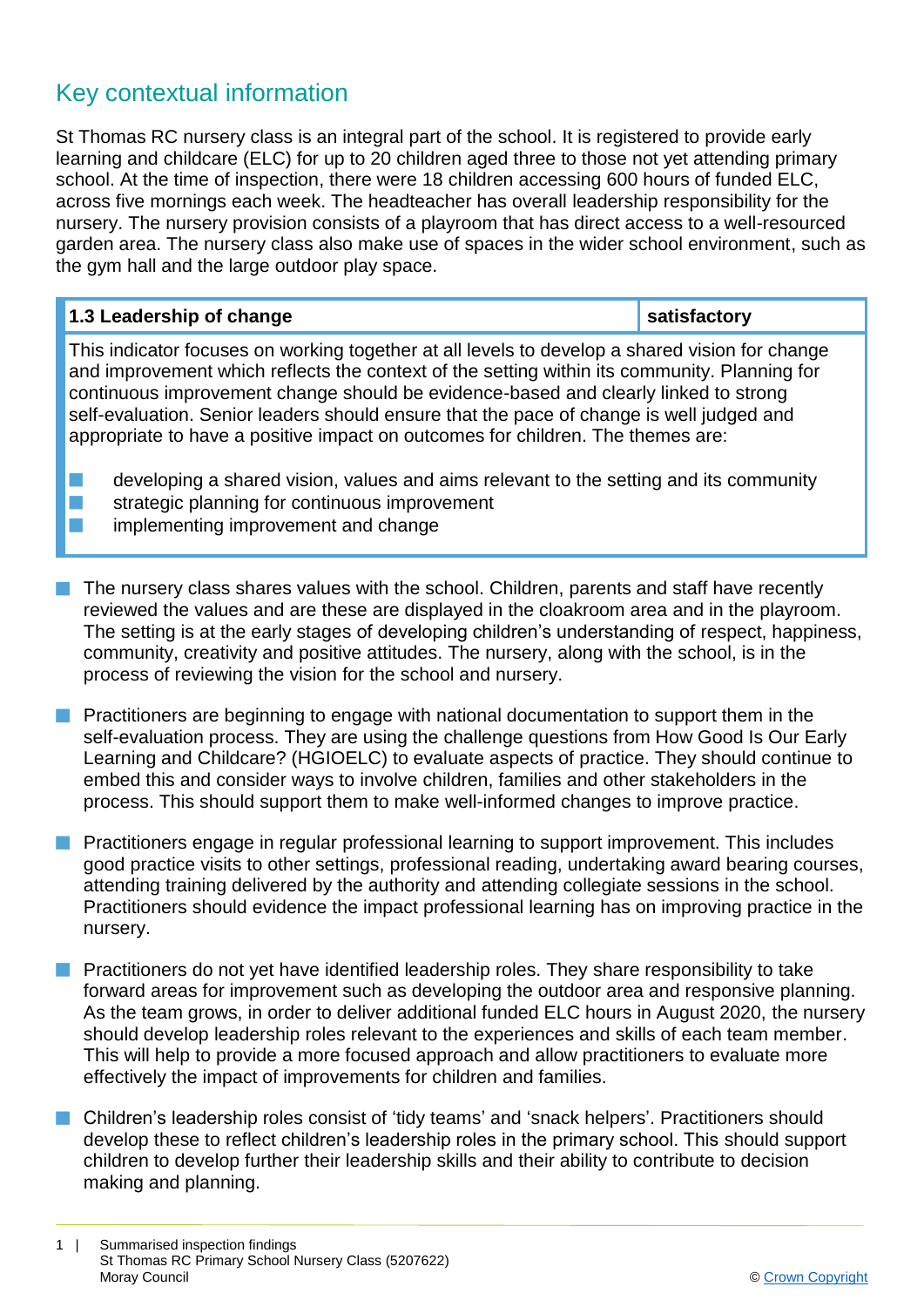## Key contextual information

St Thomas RC nursery class is an integral part of the school. It is registered to provide early learning and childcare (ELC) for up to 20 children aged three to those not yet attending primary school. At the time of inspection, there were 18 children accessing 600 hours of funded ELC, across five mornings each week. The headteacher has overall leadership responsibility for the nursery. The nursery provision consists of a playroom that has direct access to a well-resourced garden area. The nursery class also make use of spaces in the wider school environment, such as the gym hall and the large outdoor play space.

| **1.3 Leadership of change** | **satisfactory** |
|---|---|
| This indicator focuses on working together at all levels to develop a shared vision for change and improvement which reflects the context of the setting within its community. Planning for continuous improvement change should be evidence-based and clearly linked to strong self-evaluation. Senior leaders should ensure that the pace of change is well judged and appropriate to have a positive impact on outcomes for children. The themes are:<br>- developing a shared vision, values and aims relevant to the setting and its community<br>- strategic planning for continuous improvement<br>- implementing improvement and change | |

- The nursery class shares values with the school. Children, parents and staff have recently reviewed the values and are these are displayed in the cloakroom area and in the playroom. The setting is at the early stages of developing children's understanding of respect, happiness, community, creativity and positive attitudes. The nursery, along with the school, is in the process of reviewing the vision for the school and nursery.

- Practitioners are beginning to engage with national documentation to support them in the self-evaluation process. They are using the challenge questions from How Good Is Our Early Learning and Childcare? (HGIOELC) to evaluate aspects of practice. They should continue to embed this and consider ways to involve children, families and other stakeholders in the process. This should support them to make well-informed changes to improve practice.

- Practitioners engage in regular professional learning to support improvement. This includes good practice visits to other settings, professional reading, undertaking award bearing courses, attending training delivered by the authority and attending collegiate sessions in the school. Practitioners should evidence the impact professional learning has on improving practice in the nursery.

- Practitioners do not yet have identified leadership roles. They share responsibility to take forward areas for improvement such as developing the outdoor area and responsive planning. As the team grows, in order to deliver additional funded ELC hours in August 2020, the nursery should develop leadership roles relevant to the experiences and skills of each team member. This will help to provide a more focused approach and allow practitioners to evaluate more effectively the impact of improvements for children and families.

- Children's leadership roles consist of 'tidy teams' and 'snack helpers'. Practitioners should develop these to reflect children's leadership roles in the primary school. This should support children to develop further their leadership skills and their ability to contribute to decision making and planning.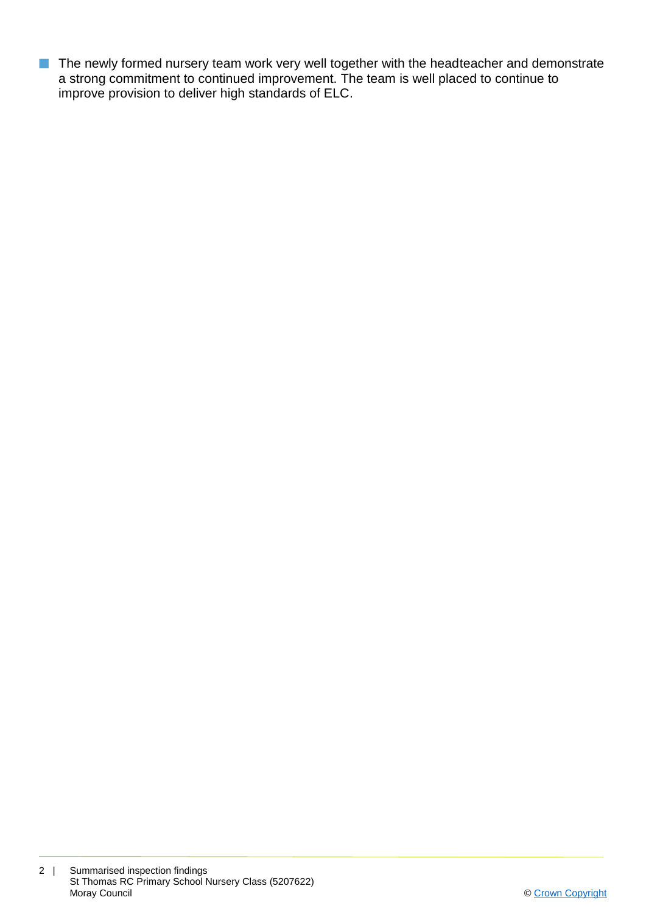- The newly formed nursery team work very well together with the headteacher and demonstrate a strong commitment to continued improvement. The team is well placed to continue to improve provision to deliver high standards of ELC.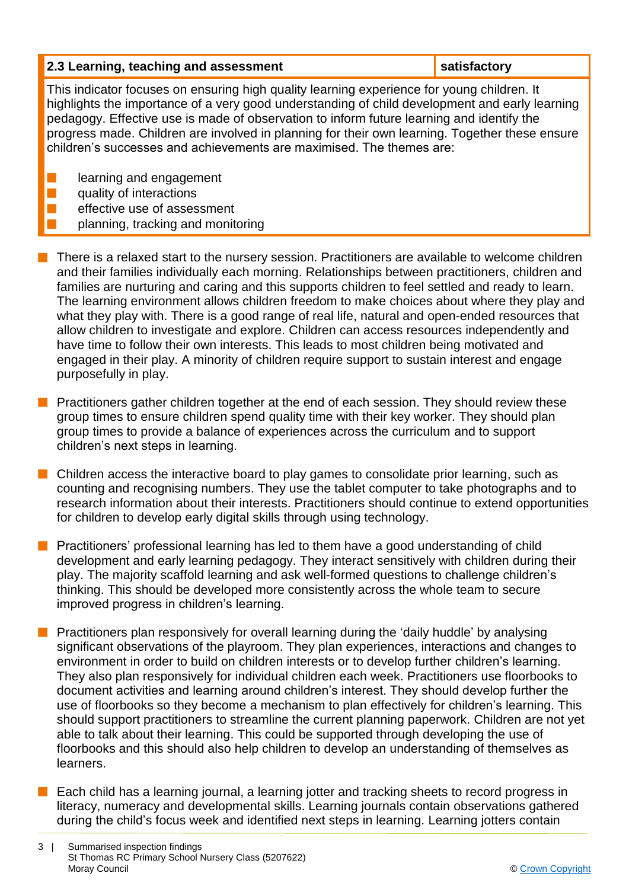| 2.3 Learning, teaching and assessment | satisfactory |
| --- | --- |

This indicator focuses on ensuring high quality learning experience for young children. It highlights the importance of a very good understanding of child development and early learning pedagogy. Effective use is made of observation to inform future learning and identify the progress made. Children are involved in planning for their own learning. Together these ensure children's successes and achievements are maximised. The themes are:

- learning and engagement
- quality of interactions
- effective use of assessment
- planning, tracking and monitoring

- There is a relaxed start to the nursery session. Practitioners are available to welcome children and their families individually each morning. Relationships between practitioners, children and families are nurturing and caring and this supports children to feel settled and ready to learn. The learning environment allows children freedom to make choices about where they play and what they play with. There is a good range of real life, natural and open-ended resources that allow children to investigate and explore. Children can access resources independently and have time to follow their own interests. This leads to most children being motivated and engaged in their play. A minority of children require support to sustain interest and engage purposefully in play.

- Practitioners gather children together at the end of each session. They should review these group times to ensure children spend quality time with their key worker. They should plan group times to provide a balance of experiences across the curriculum and to support children's next steps in learning.

- Children access the interactive board to play games to consolidate prior learning, such as counting and recognising numbers. They use the tablet computer to take photographs and to research information about their interests. Practitioners should continue to extend opportunities for children to develop early digital skills through using technology.

- Practitioners' professional learning has led to them have a good understanding of child development and early learning pedagogy. They interact sensitively with children during their play. The majority scaffold learning and ask well-formed questions to challenge children's thinking. This should be developed more consistently across the whole team to secure improved progress in children's learning.

- Practitioners plan responsively for overall learning during the 'daily huddle' by analysing significant observations of the playroom. They plan experiences, interactions and changes to environment in order to build on children interests or to develop further children's learning. They also plan responsively for individual children each week. Practitioners use floorbooks to document activities and learning around children's interest. They should develop further the use of floorbooks so they become a mechanism to plan effectively for children's learning. This should support practitioners to streamline the current planning paperwork. Children are not yet able to talk about their learning. This could be supported through developing the use of floorbooks and this should also help children to develop an understanding of themselves as learners.

- Each child has a learning journal, a learning jotter and tracking sheets to record progress in literacy, numeracy and developmental skills. Learning journals contain observations gathered during the child's focus week and identified next steps in learning. Learning jotters contain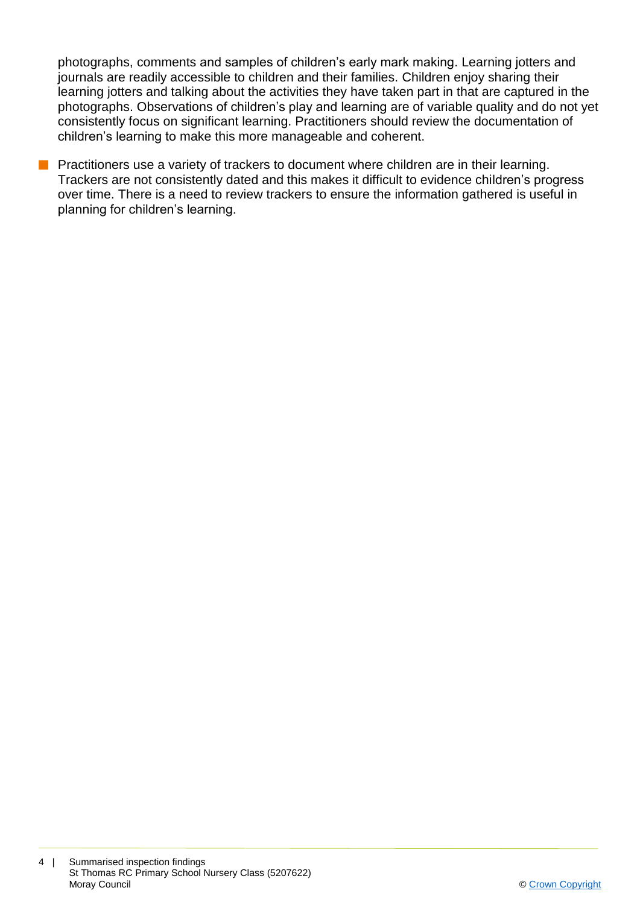photographs, comments and samples of children's early mark making. Learning jotters and journals are readily accessible to children and their families. Children enjoy sharing their learning jotters and talking about the activities they have taken part in that are captured in the photographs. Observations of children's play and learning are of variable quality and do not yet consistently focus on significant learning. Practitioners should review the documentation of children's learning to make this more manageable and coherent.

- Practitioners use a variety of trackers to document where children are in their learning. Trackers are not consistently dated and this makes it difficult to evidence children's progress over time. There is a need to review trackers to ensure the information gathered is useful in planning for children's learning.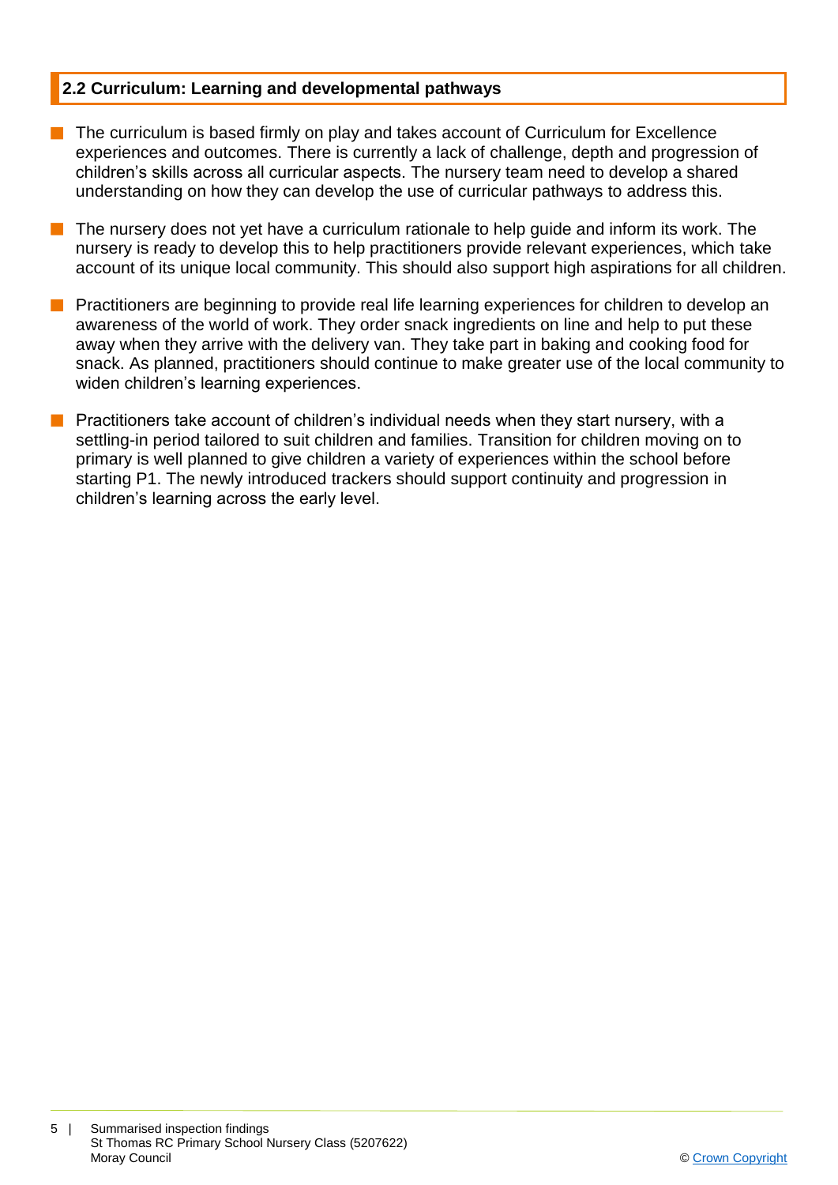## 2.2 Curriculum: Learning and developmental pathways

- The curriculum is based firmly on play and takes account of Curriculum for Excellence experiences and outcomes. There is currently a lack of challenge, depth and progression of children's skills across all curricular aspects. The nursery team need to develop a shared understanding on how they can develop the use of curricular pathways to address this.
- The nursery does not yet have a curriculum rationale to help guide and inform its work. The nursery is ready to develop this to help practitioners provide relevant experiences, which take account of its unique local community. This should also support high aspirations for all children.
- Practitioners are beginning to provide real life learning experiences for children to develop an awareness of the world of work. They order snack ingredients on line and help to put these away when they arrive with the delivery van. They take part in baking and cooking food for snack. As planned, practitioners should continue to make greater use of the local community to widen children's learning experiences.
- Practitioners take account of children's individual needs when they start nursery, with a settling-in period tailored to suit children and families. Transition for children moving on to primary is well planned to give children a variety of experiences within the school before starting P1. The newly introduced trackers should support continuity and progression in children's learning across the early level.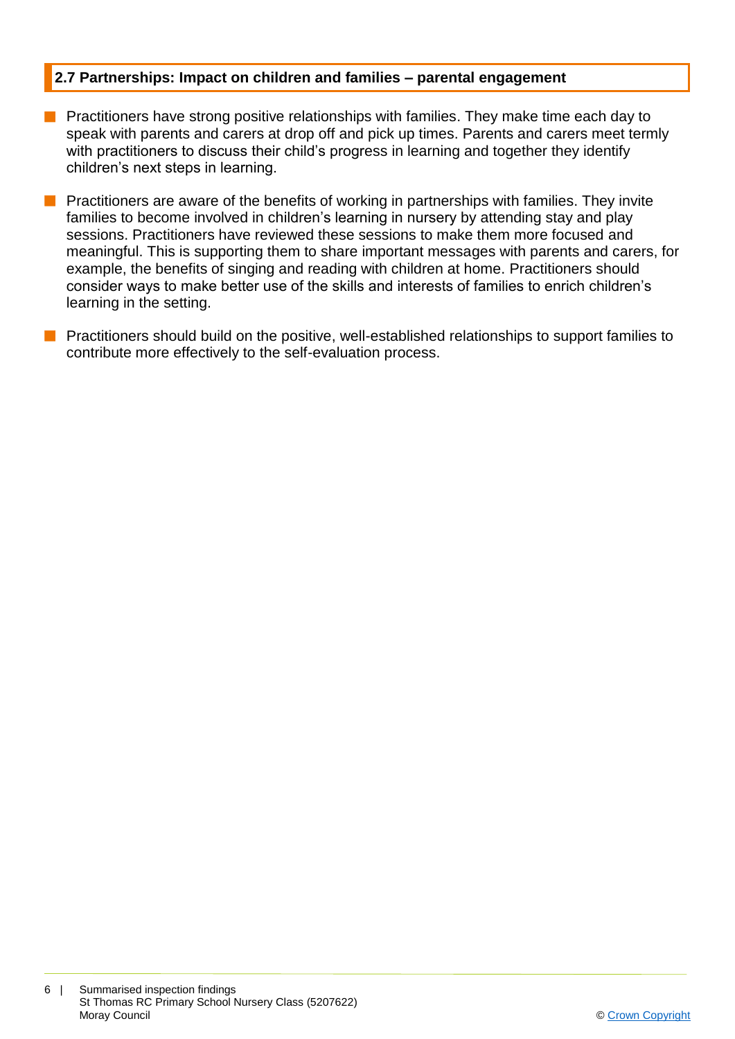## 2.7 Partnerships: Impact on children and families – parental engagement

- Practitioners have strong positive relationships with families. They make time each day to speak with parents and carers at drop off and pick up times. Parents and carers meet termly with practitioners to discuss their child's progress in learning and together they identify children's next steps in learning.
- Practitioners are aware of the benefits of working in partnerships with families. They invite families to become involved in children's learning in nursery by attending stay and play sessions. Practitioners have reviewed these sessions to make them more focused and meaningful. This is supporting them to share important messages with parents and carers, for example, the benefits of singing and reading with children at home. Practitioners should consider ways to make better use of the skills and interests of families to enrich children's learning in the setting.
- Practitioners should build on the positive, well-established relationships to support families to contribute more effectively to the self-evaluation process.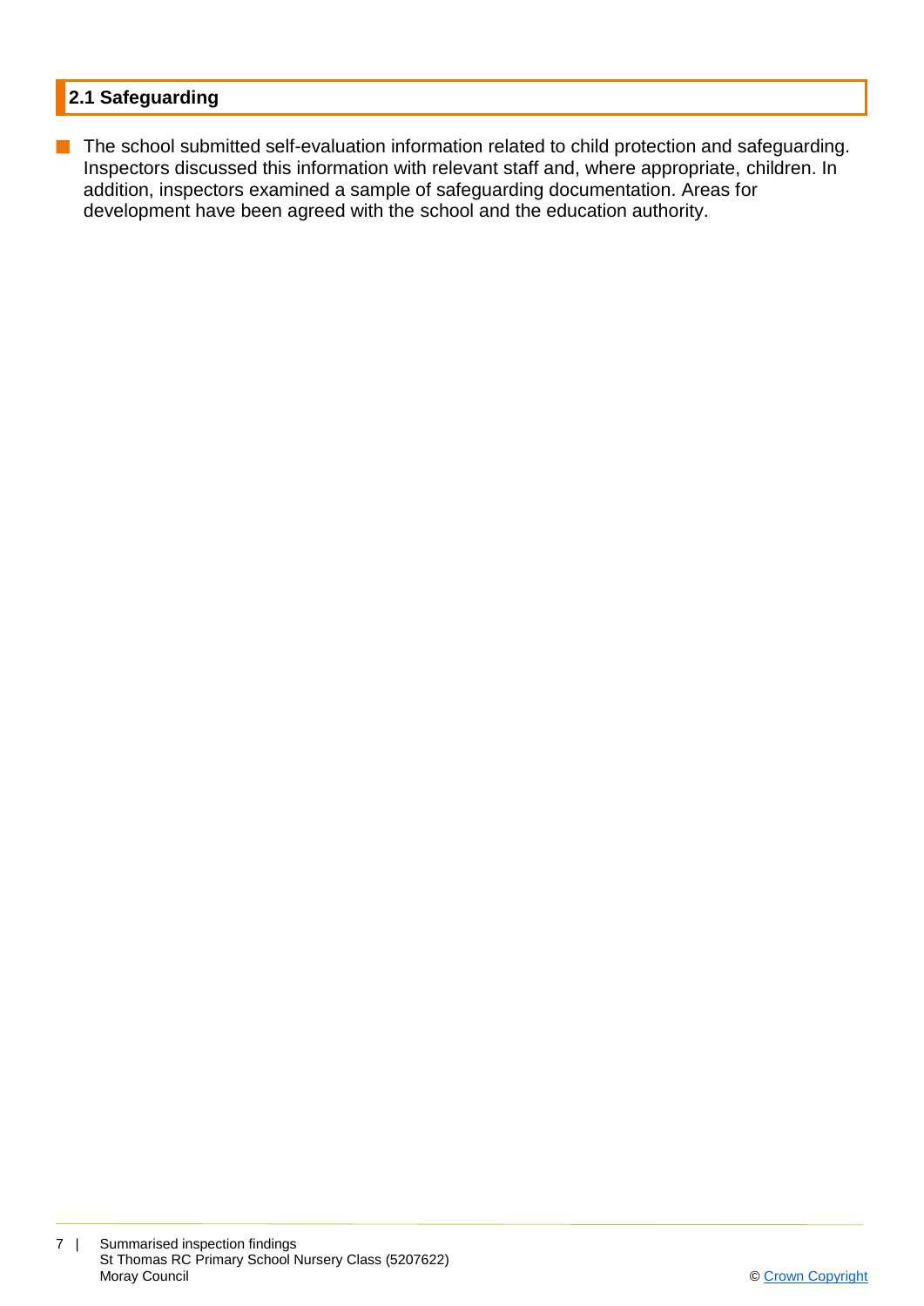## 2.1 Safeguarding

- The school submitted self-evaluation information related to child protection and safeguarding. Inspectors discussed this information with relevant staff and, where appropriate, children. In addition, inspectors examined a sample of safeguarding documentation. Areas for development have been agreed with the school and the education authority.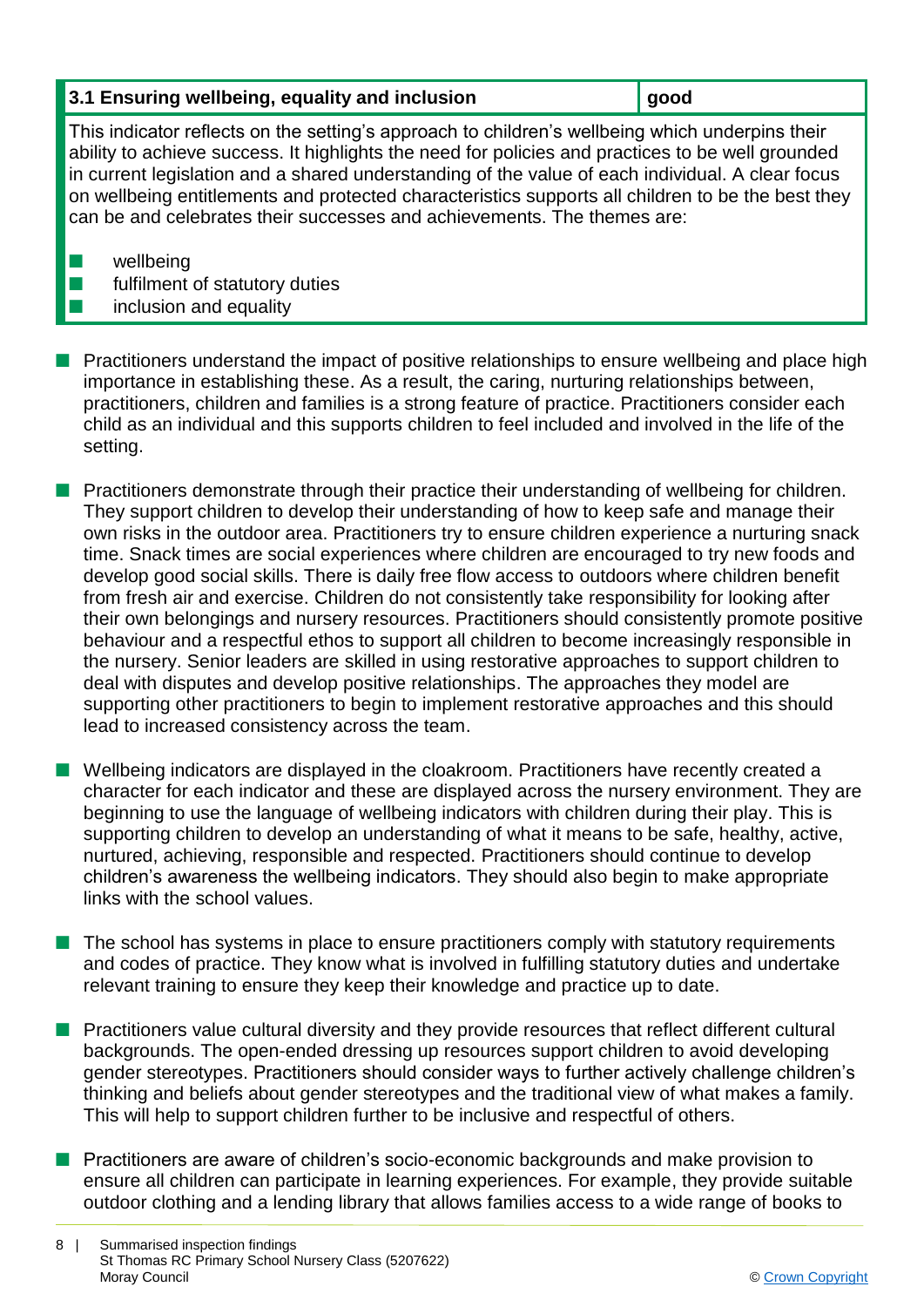| 3.1 Ensuring wellbeing, equality and inclusion | good |
| --- | --- |

This indicator reflects on the setting's approach to children's wellbeing which underpins their ability to achieve success. It highlights the need for policies and practices to be well grounded in current legislation and a shared understanding of the value of each individual. A clear focus on wellbeing entitlements and protected characteristics supports all children to be the best they can be and celebrates their successes and achievements. The themes are:

- wellbeing
- fulfilment of statutory duties
- inclusion and equality

- Practitioners understand the impact of positive relationships to ensure wellbeing and place high importance in establishing these. As a result, the caring, nurturing relationships between, practitioners, children and families is a strong feature of practice. Practitioners consider each child as an individual and this supports children to feel included and involved in the life of the setting.

- Practitioners demonstrate through their practice their understanding of wellbeing for children. They support children to develop their understanding of how to keep safe and manage their own risks in the outdoor area. Practitioners try to ensure children experience a nurturing snack time. Snack times are social experiences where children are encouraged to try new foods and develop good social skills. There is daily free flow access to outdoors where children benefit from fresh air and exercise. Children do not consistently take responsibility for looking after their own belongings and nursery resources. Practitioners should consistently promote positive behaviour and a respectful ethos to support all children to become increasingly responsible in the nursery. Senior leaders are skilled in using restorative approaches to support children to deal with disputes and develop positive relationships. The approaches they model are supporting other practitioners to begin to implement restorative approaches and this should lead to increased consistency across the team.

- Wellbeing indicators are displayed in the cloakroom. Practitioners have recently created a character for each indicator and these are displayed across the nursery environment. They are beginning to use the language of wellbeing indicators with children during their play. This is supporting children to develop an understanding of what it means to be safe, healthy, active, nurtured, achieving, responsible and respected. Practitioners should continue to develop children's awareness the wellbeing indicators. They should also begin to make appropriate links with the school values.

- The school has systems in place to ensure practitioners comply with statutory requirements and codes of practice. They know what is involved in fulfilling statutory duties and undertake relevant training to ensure they keep their knowledge and practice up to date.

- Practitioners value cultural diversity and they provide resources that reflect different cultural backgrounds. The open-ended dressing up resources support children to avoid developing gender stereotypes. Practitioners should consider ways to further actively challenge children's thinking and beliefs about gender stereotypes and the traditional view of what makes a family. This will help to support children further to be inclusive and respectful of others.

- Practitioners are aware of children's socio-economic backgrounds and make provision to ensure all children can participate in learning experiences. For example, they provide suitable outdoor clothing and a lending library that allows families access to a wide range of books to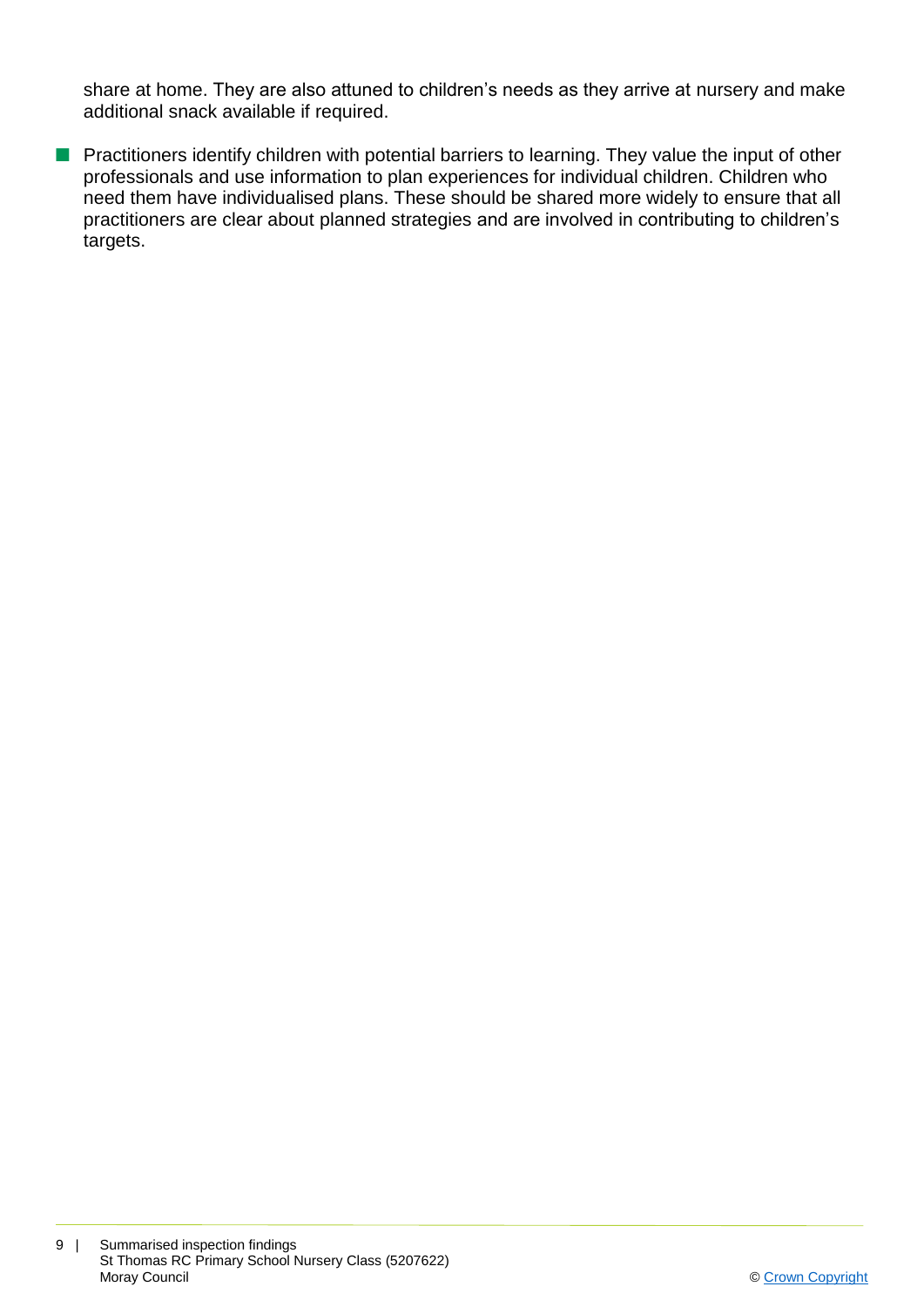share at home. They are also attuned to children's needs as they arrive at nursery and make additional snack available if required.

- Practitioners identify children with potential barriers to learning. They value the input of other professionals and use information to plan experiences for individual children. Children who need them have individualised plans. These should be shared more widely to ensure that all practitioners are clear about planned strategies and are involved in contributing to children's targets.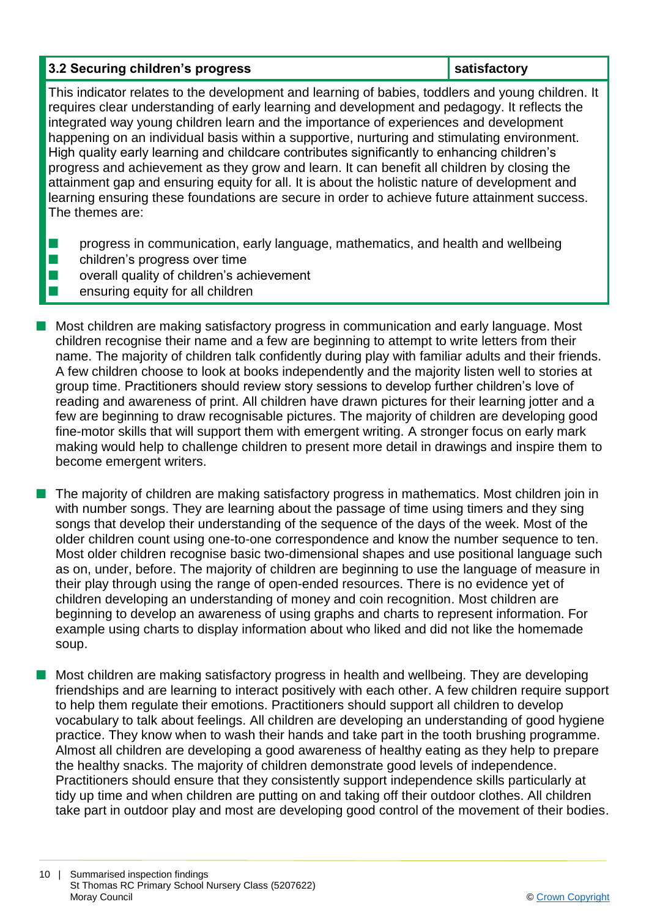| 3.2 Securing children's progress | satisfactory |
|---|---|

This indicator relates to the development and learning of babies, toddlers and young children. It requires clear understanding of early learning and development and pedagogy. It reflects the integrated way young children learn and the importance of experiences and development happening on an individual basis within a supportive, nurturing and stimulating environment. High quality early learning and childcare contributes significantly to enhancing children's progress and achievement as they grow and learn. It can benefit all children by closing the attainment gap and ensuring equity for all. It is about the holistic nature of development and learning ensuring these foundations are secure in order to achieve future attainment success. The themes are:

- progress in communication, early language, mathematics, and health and wellbeing
- children's progress over time
- overall quality of children's achievement
- ensuring equity for all children

- Most children are making satisfactory progress in communication and early language. Most children recognise their name and a few are beginning to attempt to write letters from their name. The majority of children talk confidently during play with familiar adults and their friends. A few children choose to look at books independently and the majority listen well to stories at group time. Practitioners should review story sessions to develop further children's love of reading and awareness of print. All children have drawn pictures for their learning jotter and a few are beginning to draw recognisable pictures. The majority of children are developing good fine-motor skills that will support them with emergent writing. A stronger focus on early mark making would help to challenge children to present more detail in drawings and inspire them to become emergent writers.

- The majority of children are making satisfactory progress in mathematics. Most children join in with number songs. They are learning about the passage of time using timers and they sing songs that develop their understanding of the sequence of the days of the week. Most of the older children count using one-to-one correspondence and know the number sequence to ten. Most older children recognise basic two-dimensional shapes and use positional language such as on, under, before. The majority of children are beginning to use the language of measure in their play through using the range of open-ended resources. There is no evidence yet of children developing an understanding of money and coin recognition. Most children are beginning to develop an awareness of using graphs and charts to represent information. For example using charts to display information about who liked and did not like the homemade soup.

- Most children are making satisfactory progress in health and wellbeing. They are developing friendships and are learning to interact positively with each other. A few children require support to help them regulate their emotions. Practitioners should support all children to develop vocabulary to talk about feelings. All children are developing an understanding of good hygiene practice. They know when to wash their hands and take part in the tooth brushing programme. Almost all children are developing a good awareness of healthy eating as they help to prepare the healthy snacks. The majority of children demonstrate good levels of independence. Practitioners should ensure that they consistently support independence skills particularly at tidy up time and when children are putting on and taking off their outdoor clothes. All children take part in outdoor play and most are developing good control of the movement of their bodies.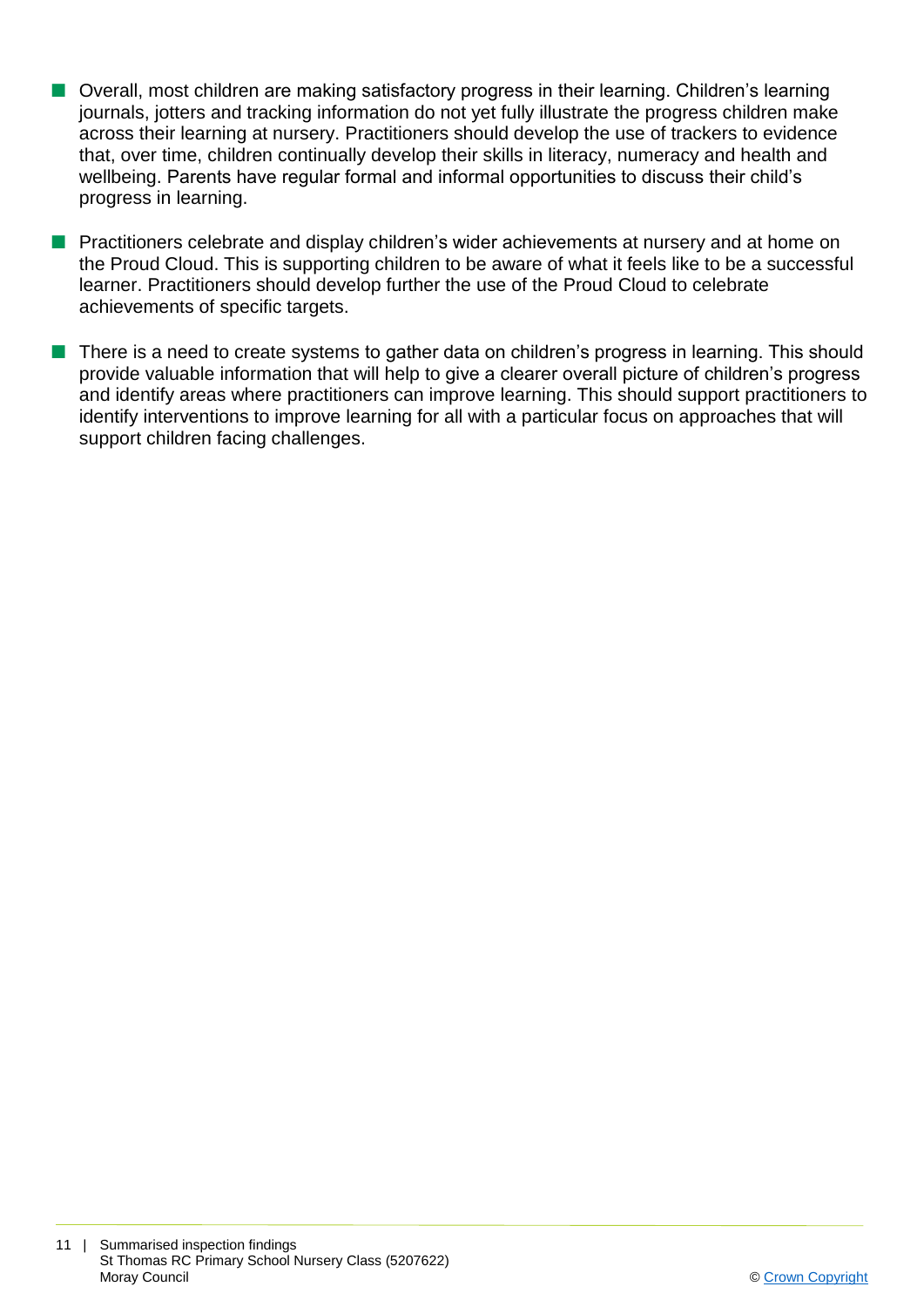- Overall, most children are making satisfactory progress in their learning. Children's learning journals, jotters and tracking information do not yet fully illustrate the progress children make across their learning at nursery. Practitioners should develop the use of trackers to evidence that, over time, children continually develop their skills in literacy, numeracy and health and wellbeing. Parents have regular formal and informal opportunities to discuss their child's progress in learning.

- Practitioners celebrate and display children's wider achievements at nursery and at home on the Proud Cloud. This is supporting children to be aware of what it feels like to be a successful learner. Practitioners should develop further the use of the Proud Cloud to celebrate achievements of specific targets.

- There is a need to create systems to gather data on children's progress in learning. This should provide valuable information that will help to give a clearer overall picture of children's progress and identify areas where practitioners can improve learning. This should support practitioners to identify interventions to improve learning for all with a particular focus on approaches that will support children facing challenges.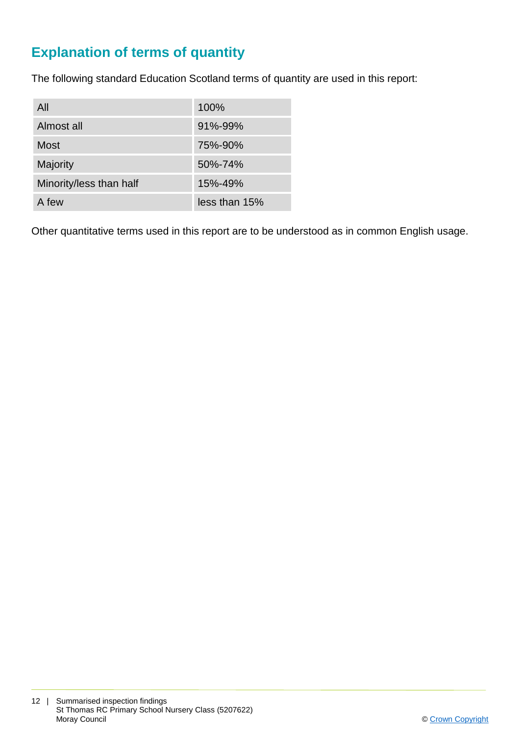## Explanation of terms of quantity

The following standard Education Scotland terms of quantity are used in this report:

| | |
|---|---|
| All | 100% |
| Almost all | 91%-99% |
| Most | 75%-90% |
| Majority | 50%-74% |
| Minority/less than half | 15%-49% |
| A few | less than 15% |

Other quantitative terms used in this report are to be understood as in common English usage.